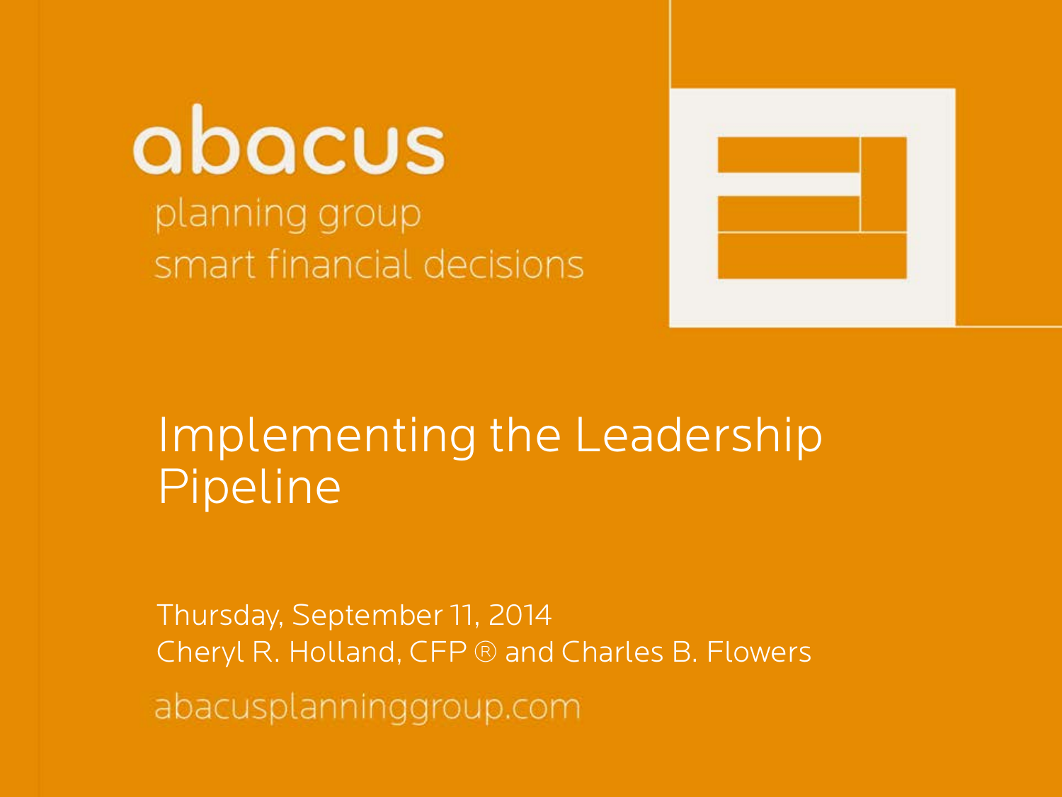abacus

planning group

smart financial decisions

# Implementing the Leadership Pipeline

Thursday, September 11, 2014

Cheryl R. Holland, CFP ® and Charles B. Flowers

abacusplanninggroup.com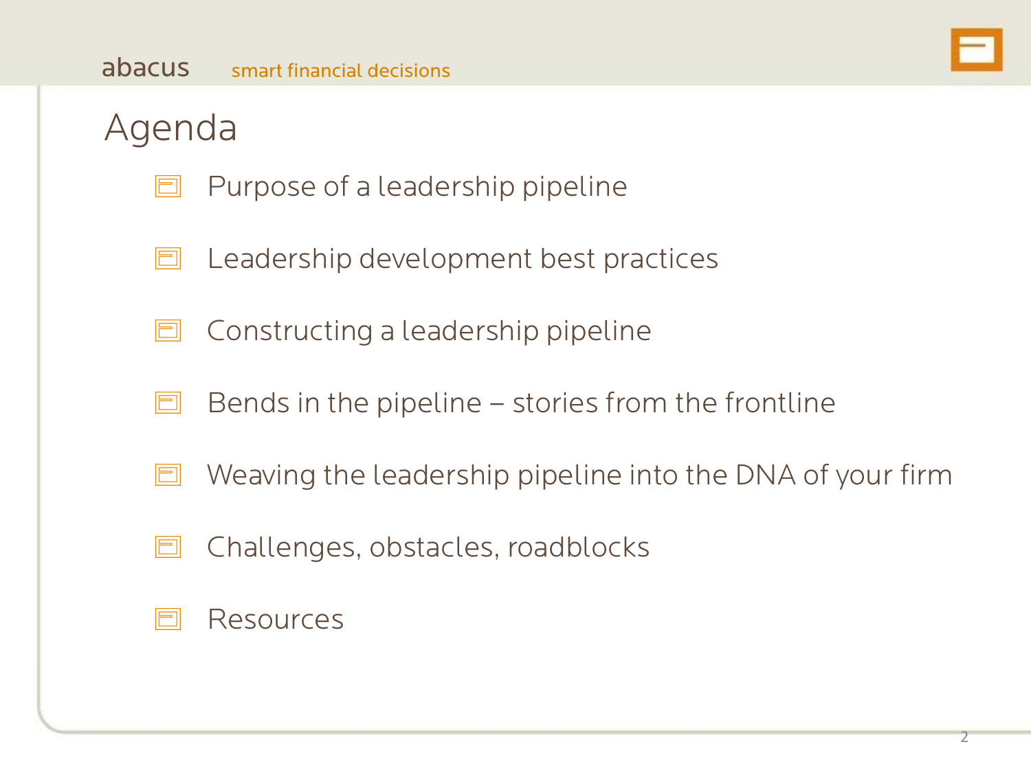# Agenda

- Purpose of a leadership pipeline
- Leadership development best practices
- Constructing a leadership pipeline
- Bends in the pipeline – stories from the frontline
- Weaving the leadership pipeline into the DNA of your firm
- Challenges, obstacles, roadblocks
- Resources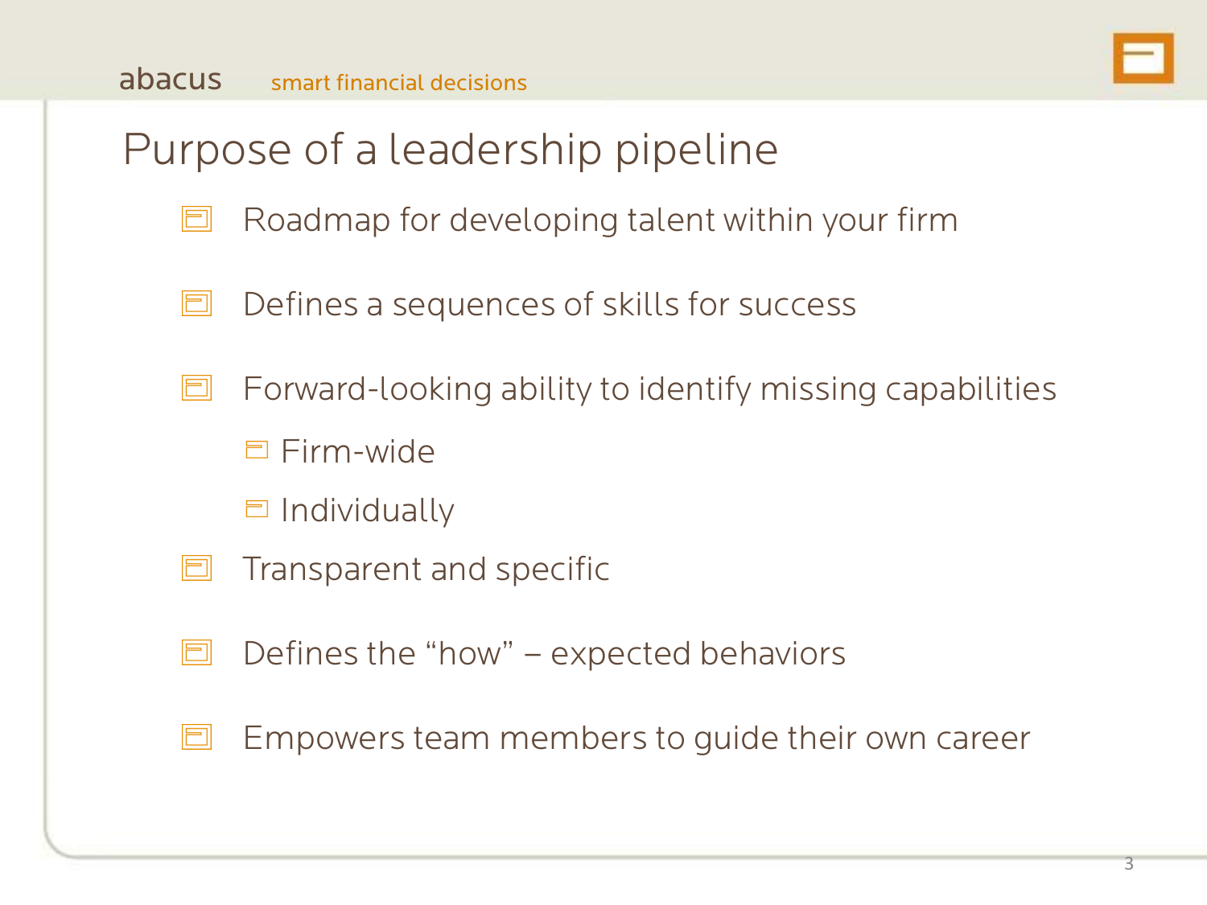# Purpose of a leadership pipeline

- Roadmap for developing talent within your firm
- Defines a sequences of skills for success
- Forward-looking ability to identify missing capabilities
  - Firm-wide
  - Individually
- Transparent and specific
- Defines the "how" – expected behaviors
- Empowers team members to guide their own career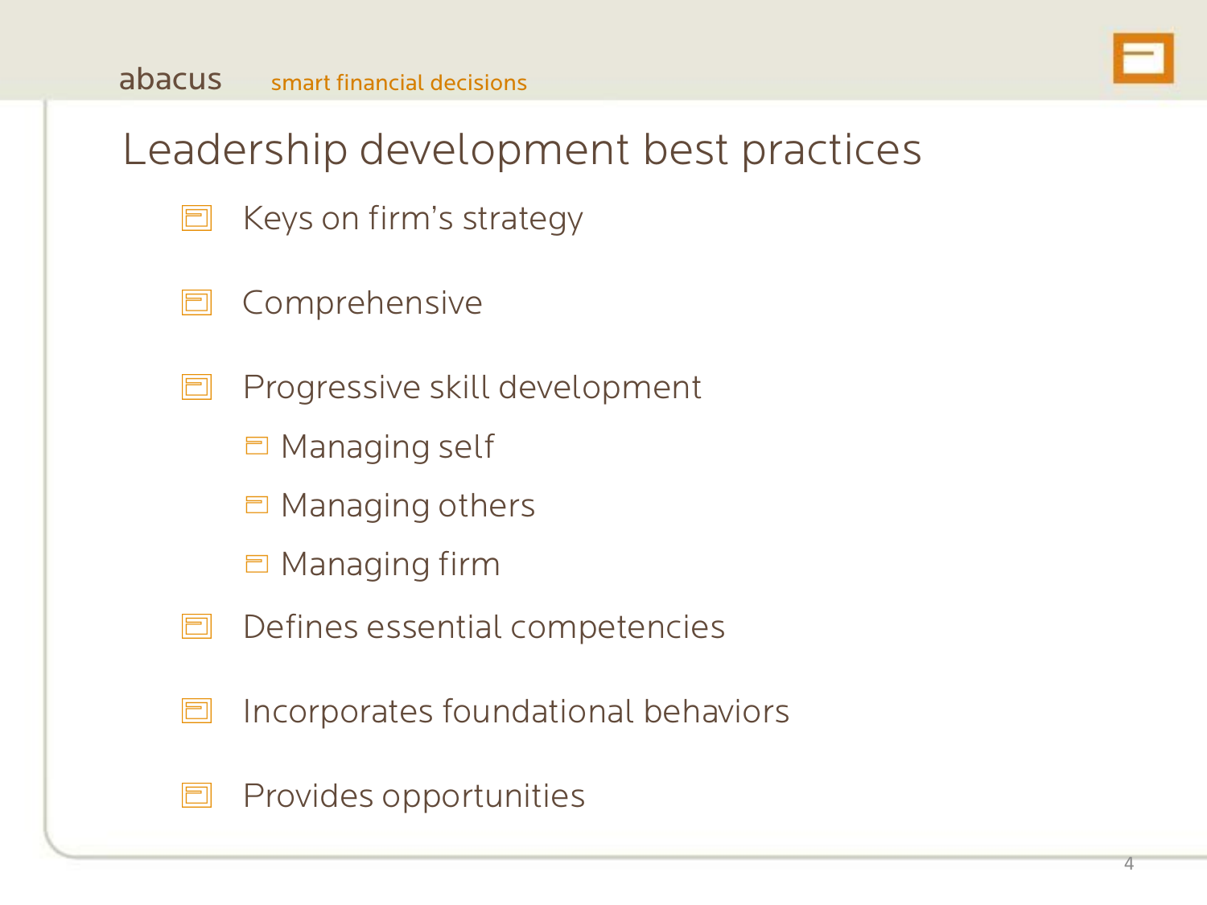# Leadership development best practices

- Keys on firm's strategy
- Comprehensive
- Progressive skill development
  - Managing self
  - Managing others
  - Managing firm
- Defines essential competencies
- Incorporates foundational behaviors
- Provides opportunities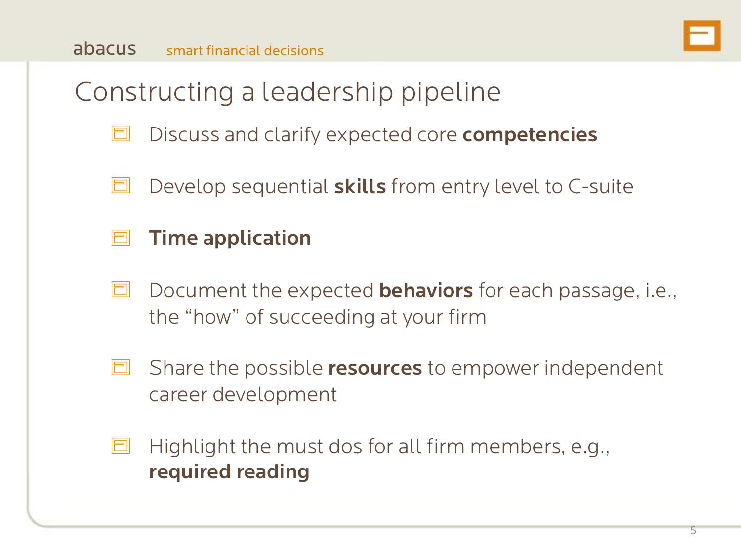# Constructing a leadership pipeline

- Discuss and clarify expected core **competencies**
- Develop sequential **skills** from entry level to C-suite
- **Time application**
- Document the expected **behaviors** for each passage, i.e., the "how" of succeeding at your firm
- Share the possible **resources** to empower independent career development
- Highlight the must dos for all firm members, e.g., **required reading**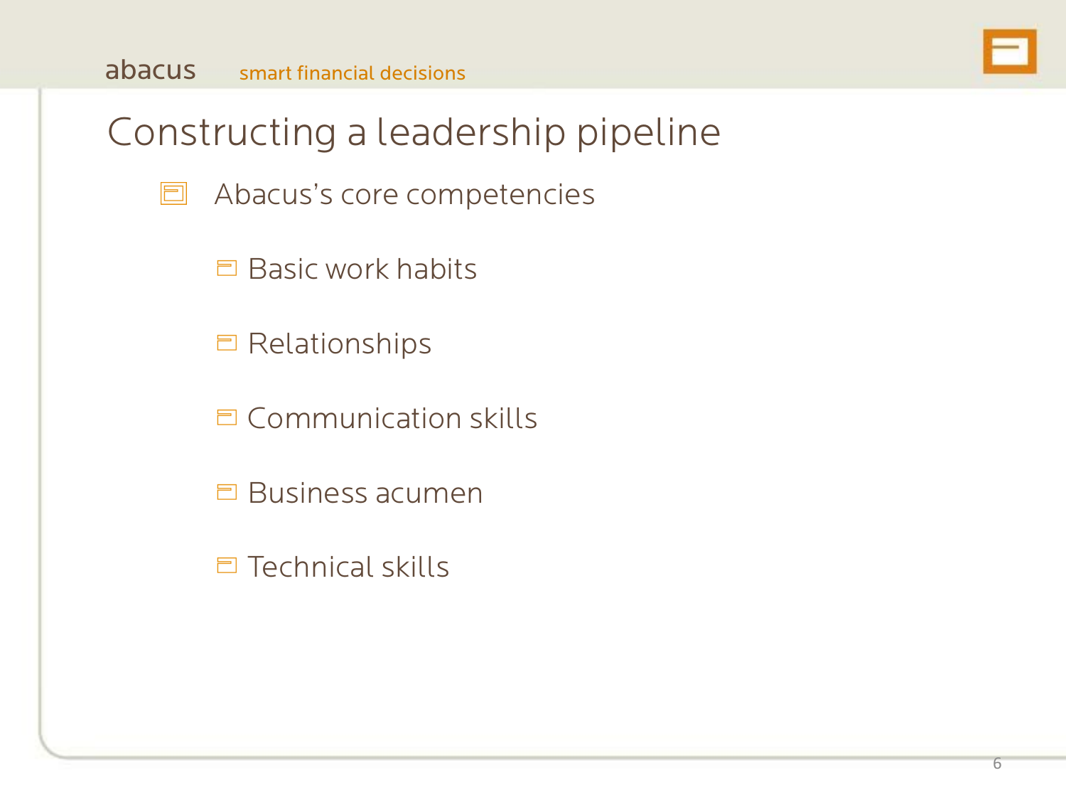# Constructing a leadership pipeline

- Abacus's core competencies
  - Basic work habits
  - Relationships
  - Communication skills
  - Business acumen
  - Technical skills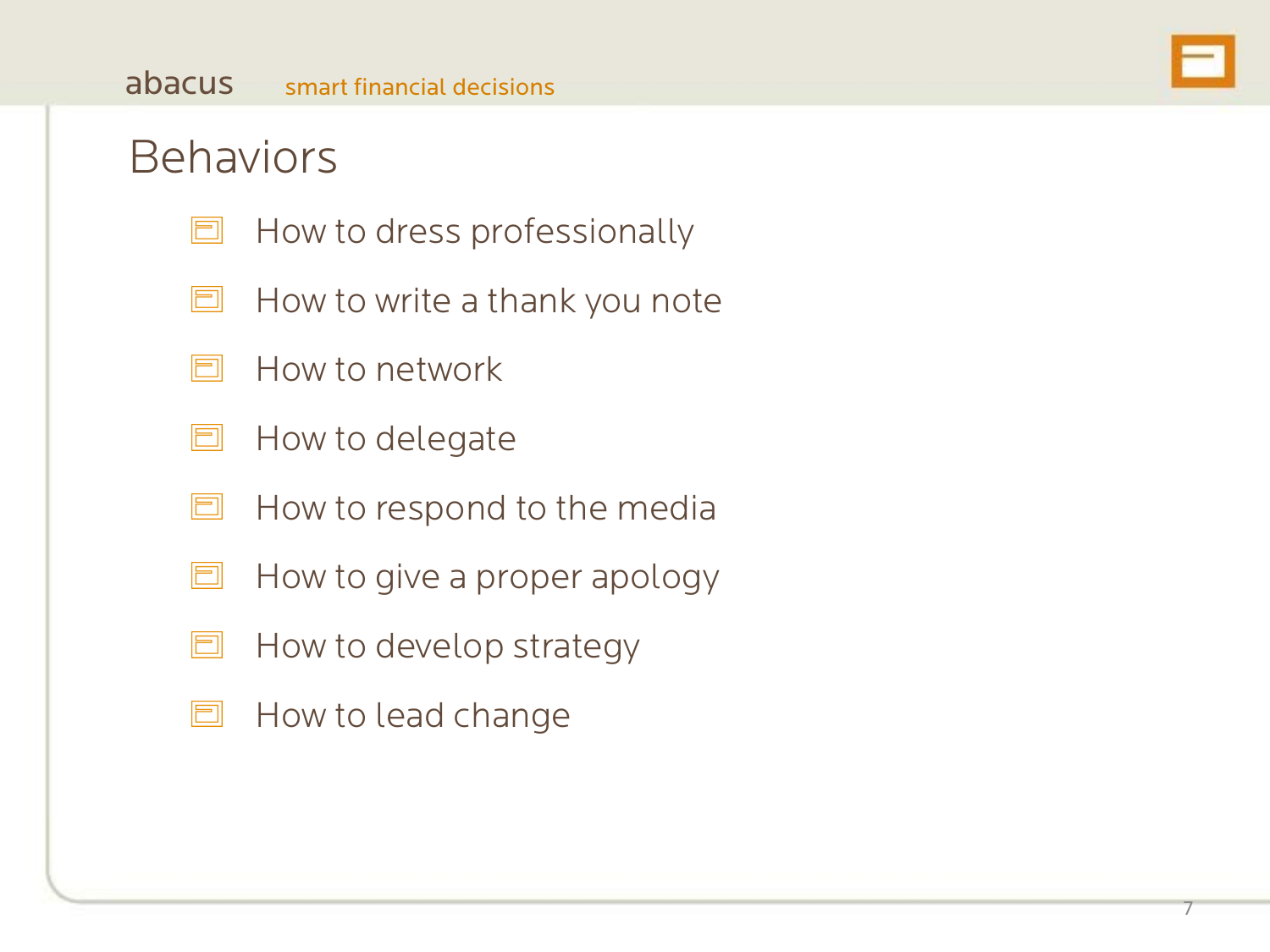# Behaviors

- How to dress professionally
- How to write a thank you note
- How to network
- How to delegate
- How to respond to the media
- How to give a proper apology
- How to develop strategy
- How to lead change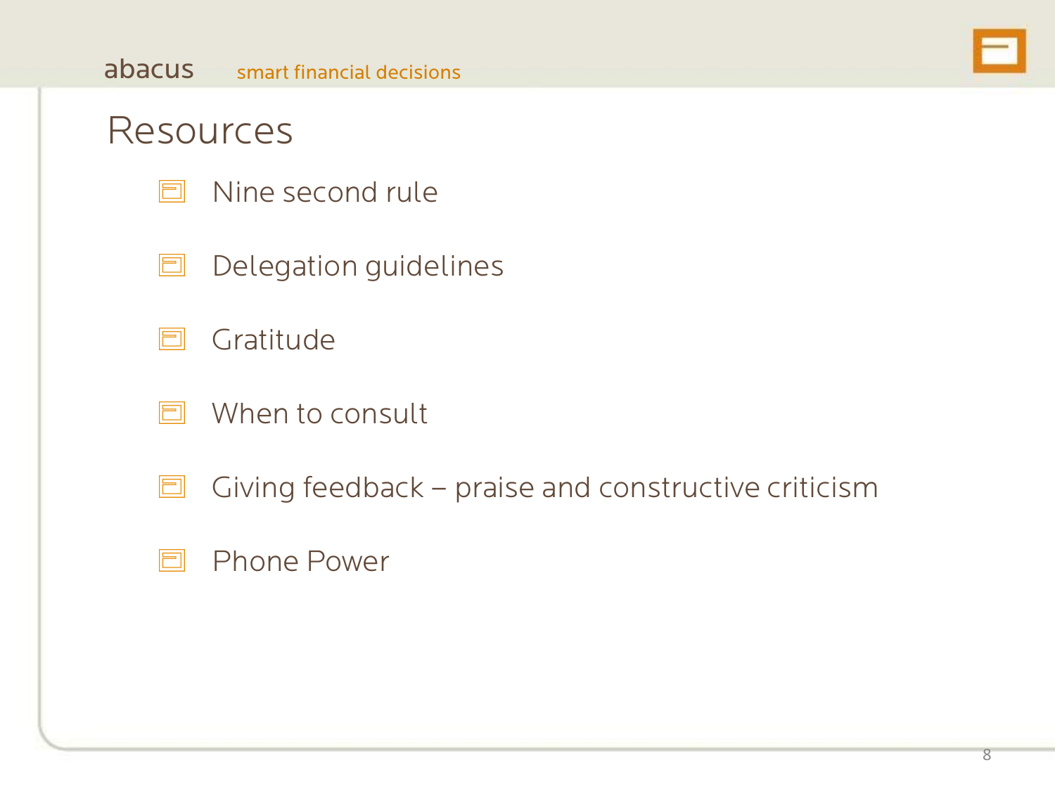# Resources

- Nine second rule
- Delegation guidelines
- Gratitude
- When to consult
- Giving feedback – praise and constructive criticism
- Phone Power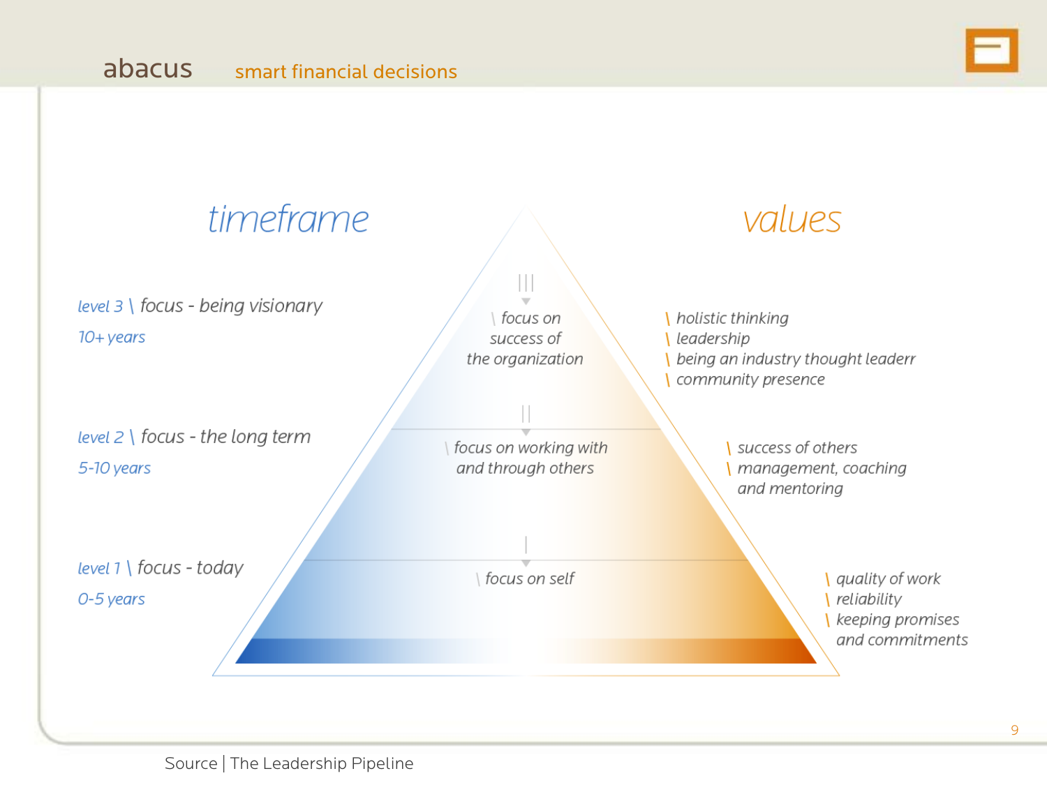abacus smart financial decisions

| timeframe | | values |
| --- | --- | --- |
| level 3 \ focus - being visionary<br>10+ years | III<br>\ focus on success of the organization | \ holistic thinking<br>\ leadership<br>\ being an industry thought leaderr<br>\ community presence |
| level 2 \ focus - the long term<br>5-10 years | II<br>\ focus on working with and through others | \ success of others<br>\ management, coaching and mentoring |
| level 1 \ focus - today<br>0-5 years | I<br>\ focus on self | \ quality of work<br>\ reliability<br>\ keeping promises and commitments |

Source | The Leadership Pipeline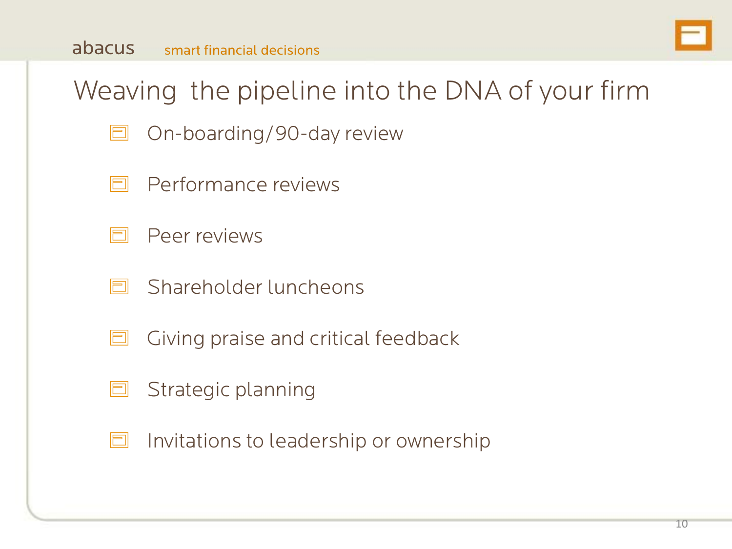# Weaving the pipeline into the DNA of your firm

- On-boarding/90-day review
- Performance reviews
- Peer reviews
- Shareholder luncheons
- Giving praise and critical feedback
- Strategic planning
- Invitations to leadership or ownership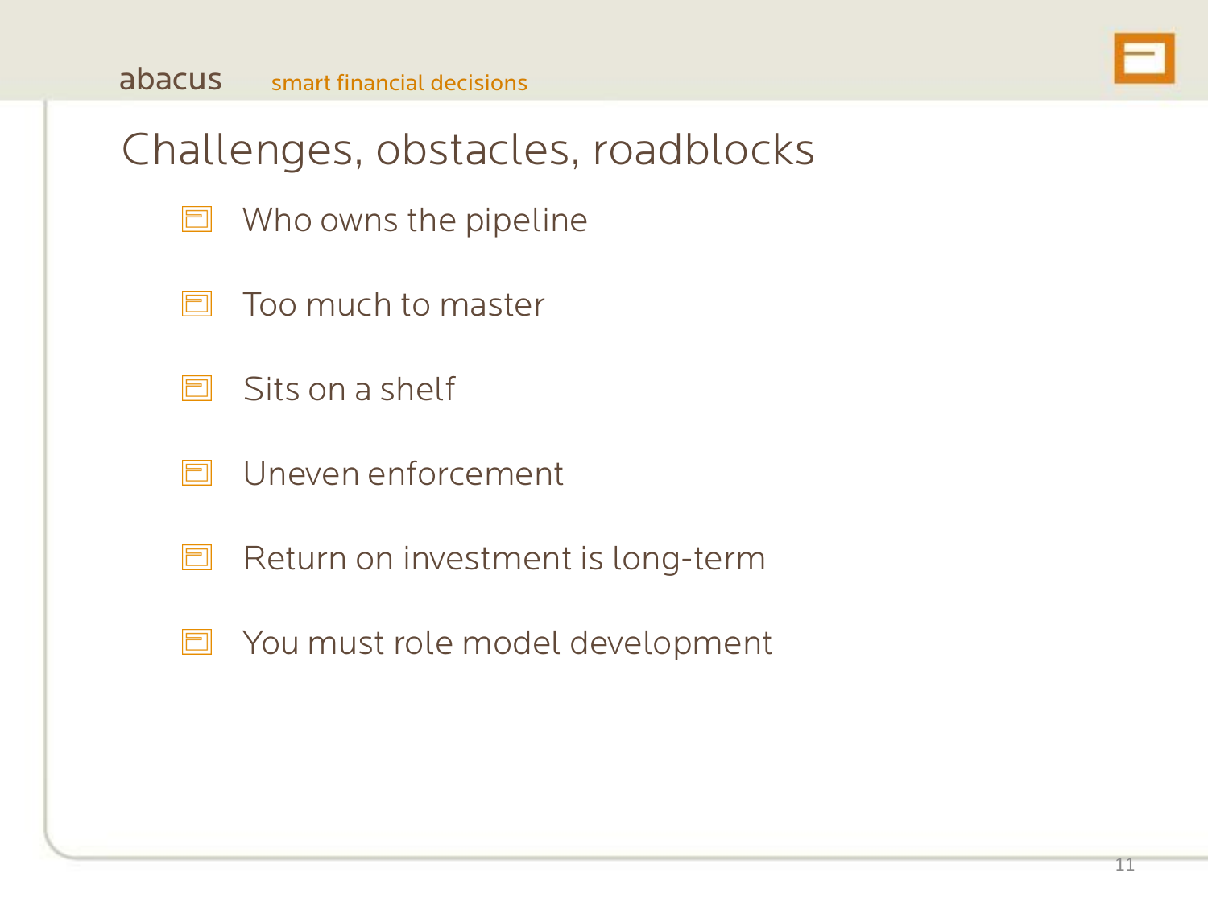# Challenges, obstacles, roadblocks

- Who owns the pipeline
- Too much to master
- Sits on a shelf
- Uneven enforcement
- Return on investment is long-term
- You must role model development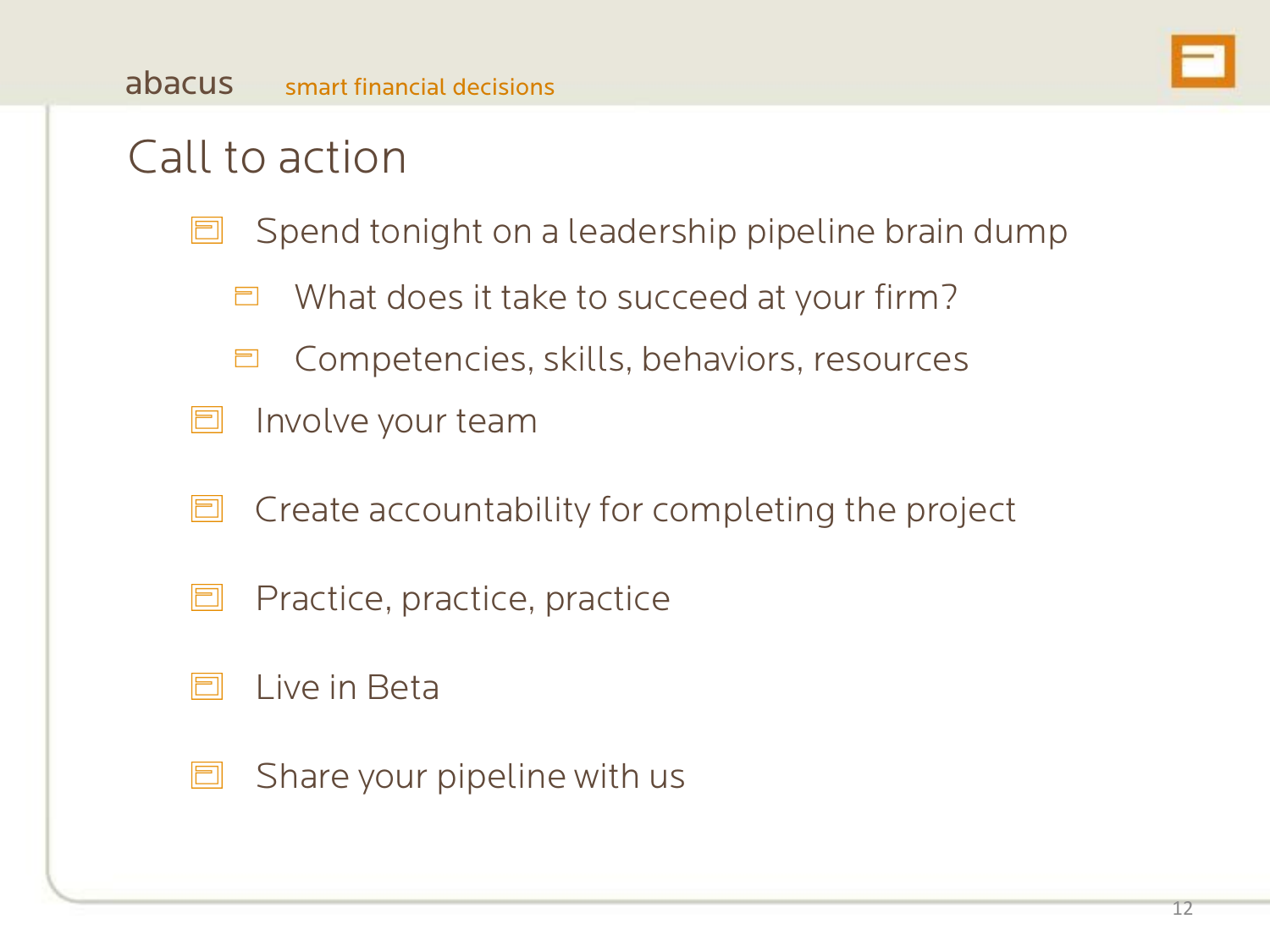# Call to action

- Spend tonight on a leadership pipeline brain dump
  - What does it take to succeed at your firm?
  - Competencies, skills, behaviors, resources
- Involve your team
- Create accountability for completing the project
- Practice, practice, practice
- Live in Beta
- Share your pipeline with us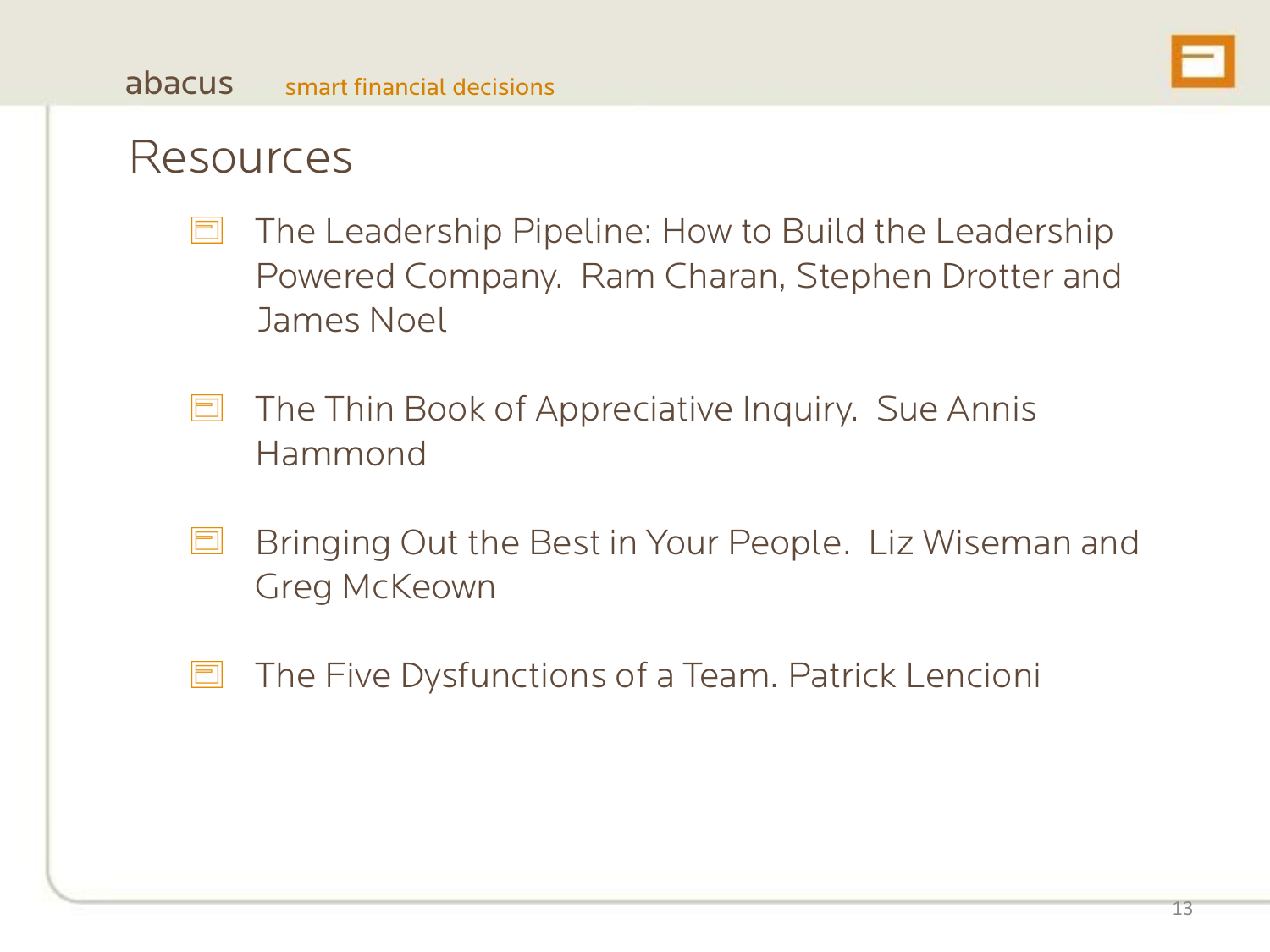# Resources

- The Leadership Pipeline: How to Build the Leadership Powered Company. Ram Charan, Stephen Drotter and James Noel
- The Thin Book of Appreciative Inquiry. Sue Annis Hammond
- Bringing Out the Best in Your People. Liz Wiseman and Greg McKeown
- The Five Dysfunctions of a Team. Patrick Lencioni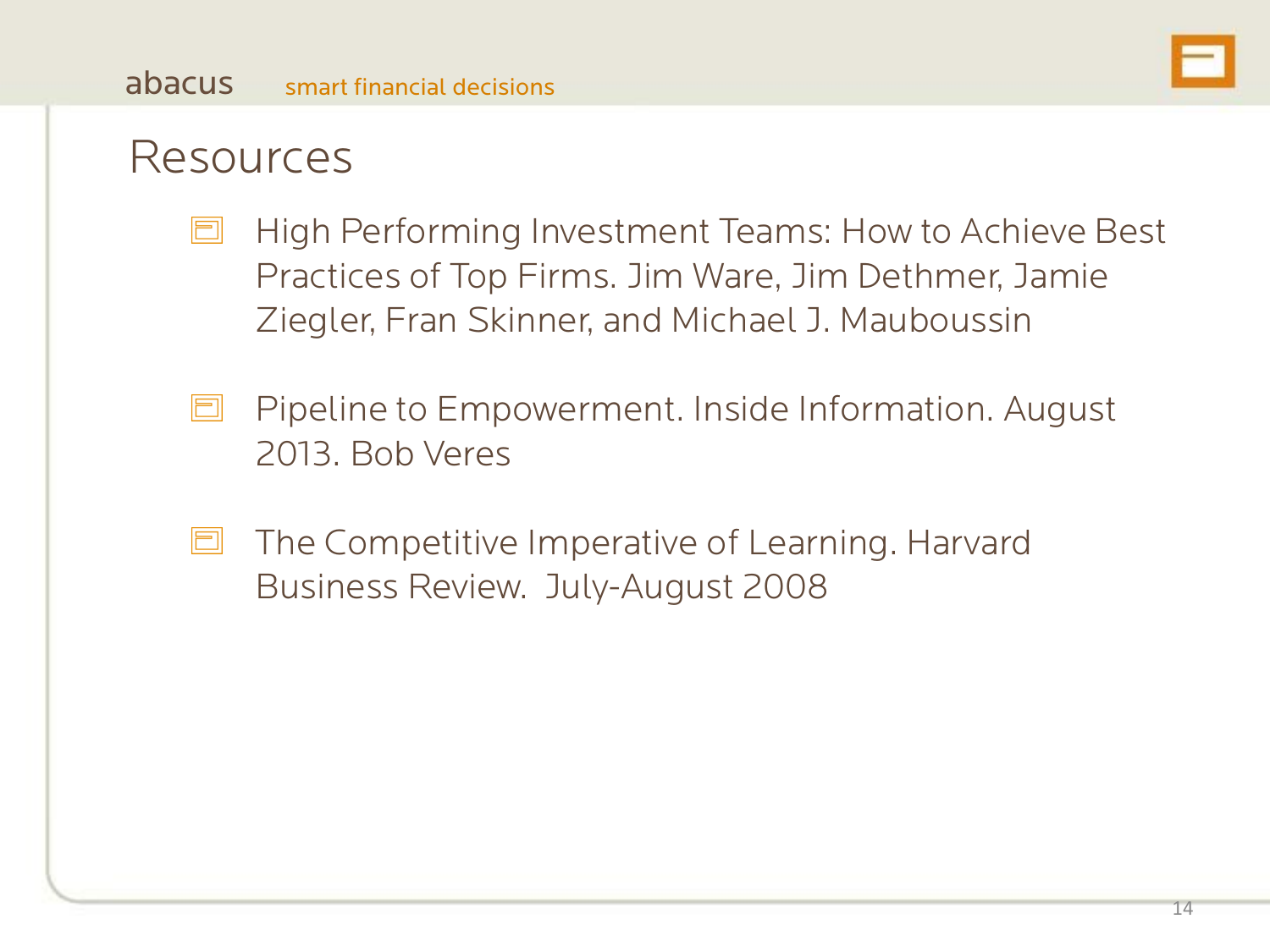# Resources

- High Performing Investment Teams: How to Achieve Best Practices of Top Firms. Jim Ware, Jim Dethmer, Jamie Ziegler, Fran Skinner, and Michael J. Mauboussin
- Pipeline to Empowerment. Inside Information. August 2013. Bob Veres
- The Competitive Imperative of Learning. Harvard Business Review. July-August 2008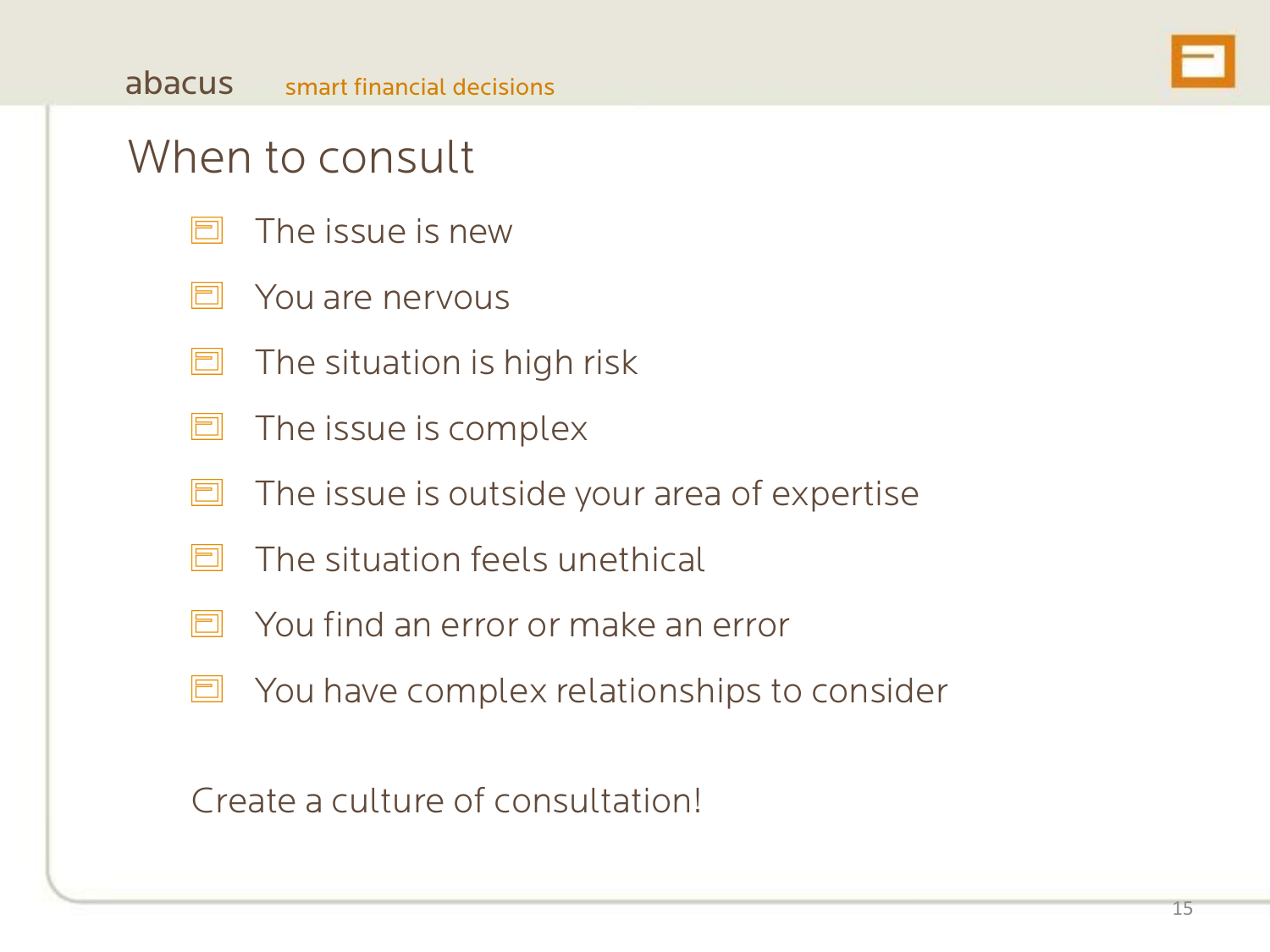# When to consult

- The issue is new
- You are nervous
- The situation is high risk
- The issue is complex
- The issue is outside your area of expertise
- The situation feels unethical
- You find an error or make an error
- You have complex relationships to consider

Create a culture of consultation!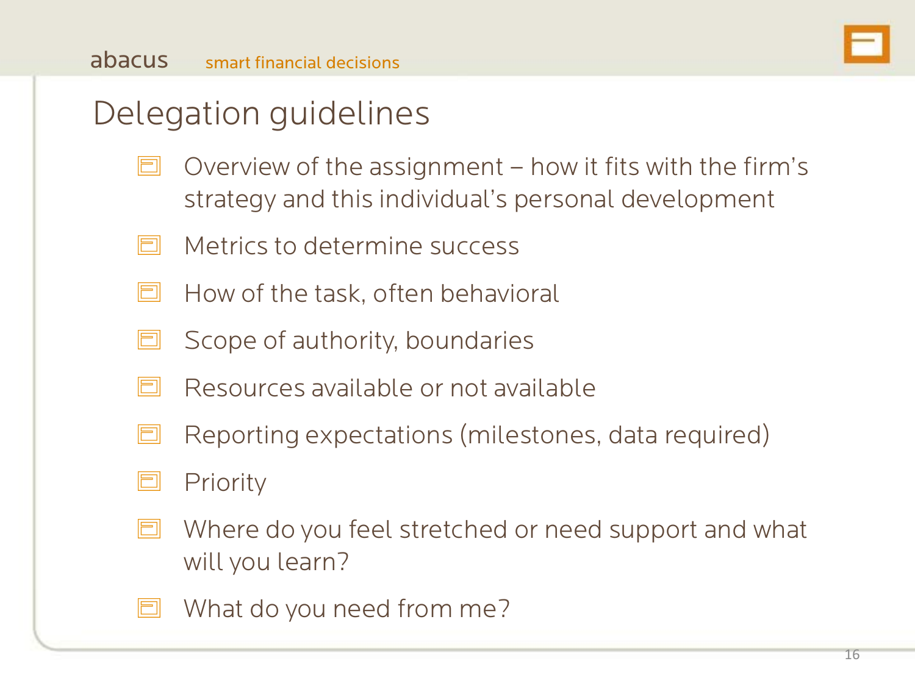# Delegation guidelines

- Overview of the assignment – how it fits with the firm's strategy and this individual's personal development
- Metrics to determine success
- How of the task, often behavioral
- Scope of authority, boundaries
- Resources available or not available
- Reporting expectations (milestones, data required)
- Priority
- Where do you feel stretched or need support and what will you learn?
- What do you need from me?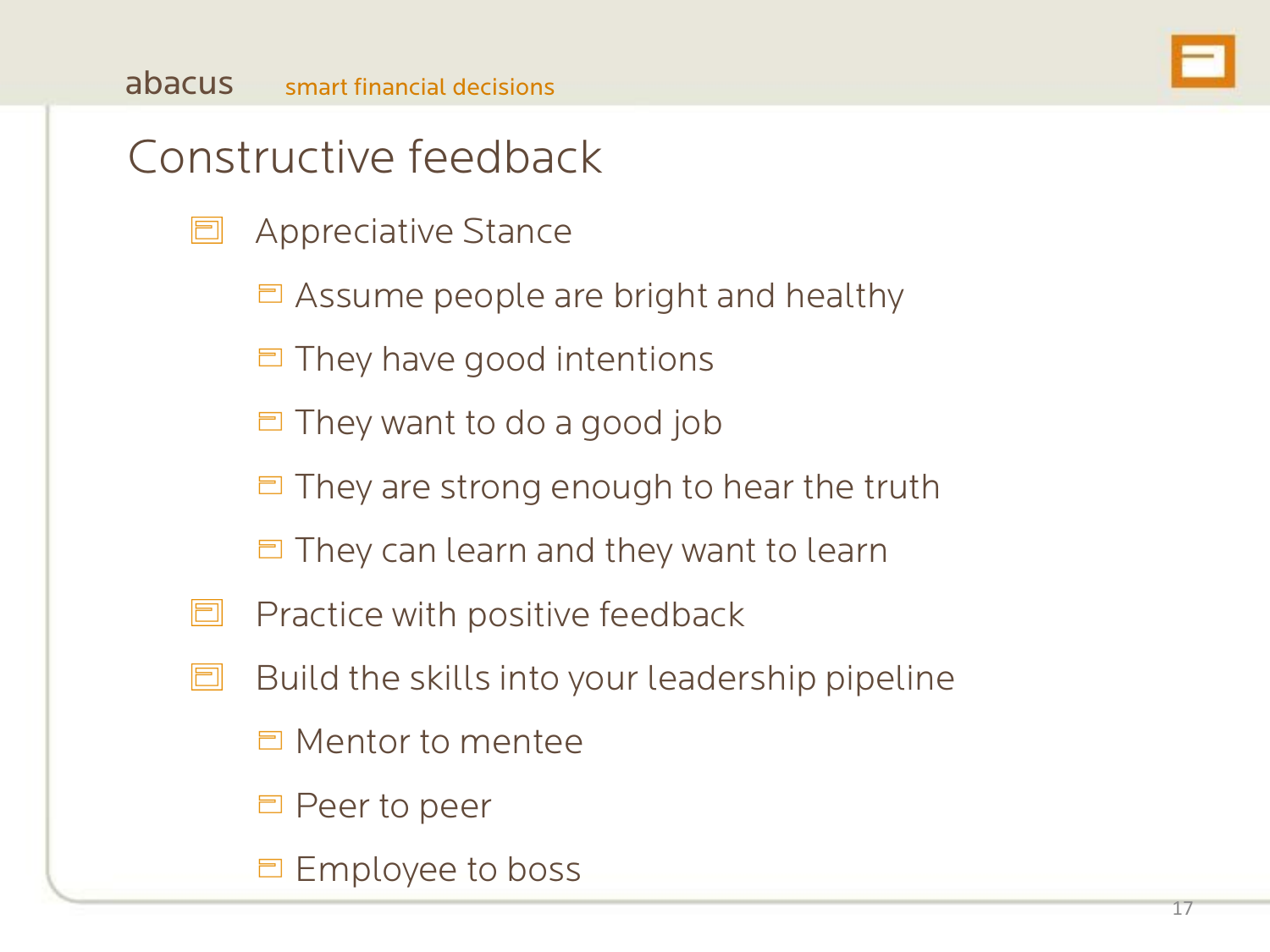# Constructive feedback

- Appreciative Stance
  - Assume people are bright and healthy
  - They have good intentions
  - They want to do a good job
  - They are strong enough to hear the truth
  - They can learn and they want to learn
- Practice with positive feedback
- Build the skills into your leadership pipeline
  - Mentor to mentee
  - Peer to peer
  - Employee to boss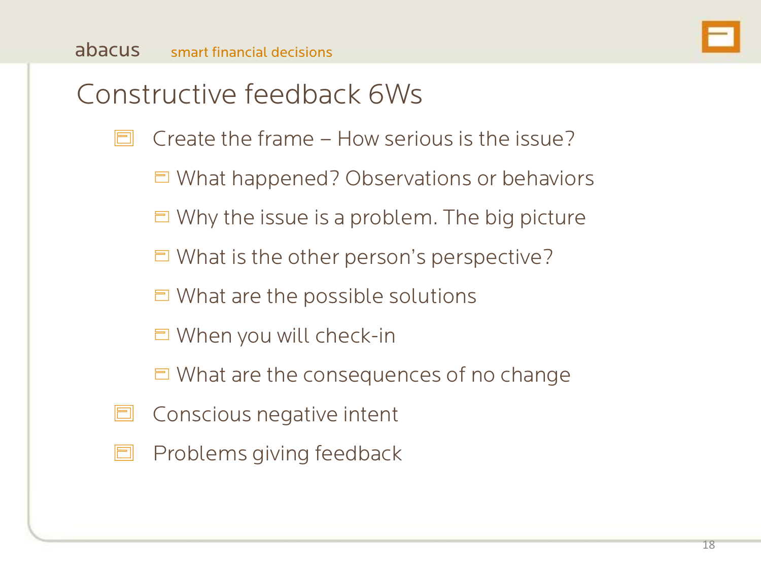# Constructive feedback 6Ws

- Create the frame – How serious is the issue?
  - What happened? Observations or behaviors
  - Why the issue is a problem. The big picture
  - What is the other person's perspective?
  - What are the possible solutions
  - When you will check-in
  - What are the consequences of no change
- Conscious negative intent
- Problems giving feedback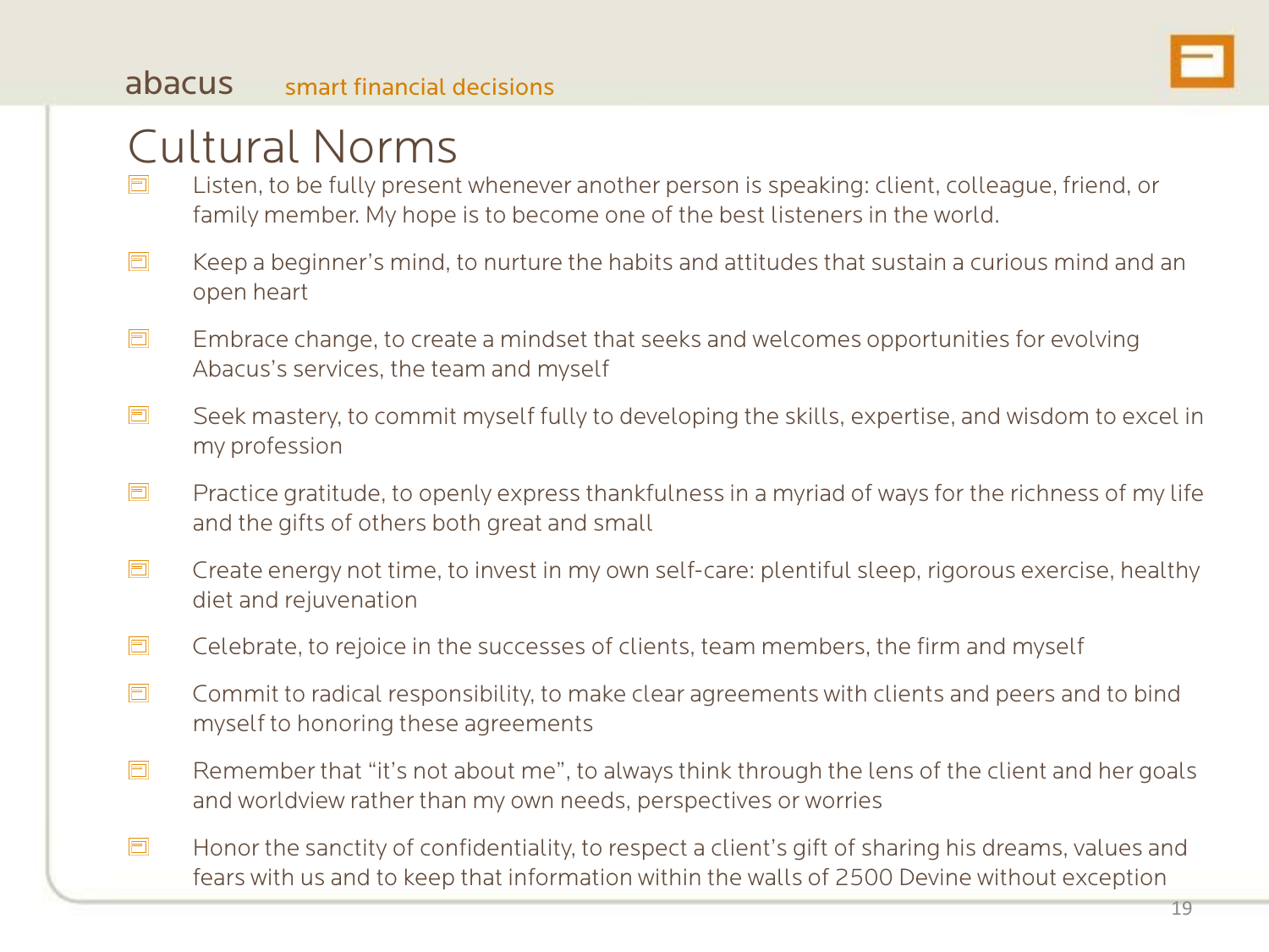# Cultural Norms

- Listen, to be fully present whenever another person is speaking: client, colleague, friend, or family member. My hope is to become one of the best listeners in the world.
- Keep a beginner's mind, to nurture the habits and attitudes that sustain a curious mind and an open heart
- Embrace change, to create a mindset that seeks and welcomes opportunities for evolving Abacus's services, the team and myself
- Seek mastery, to commit myself fully to developing the skills, expertise, and wisdom to excel in my profession
- Practice gratitude, to openly express thankfulness in a myriad of ways for the richness of my life and the gifts of others both great and small
- Create energy not time, to invest in my own self-care: plentiful sleep, rigorous exercise, healthy diet and rejuvenation
- Celebrate, to rejoice in the successes of clients, team members, the firm and myself
- Commit to radical responsibility, to make clear agreements with clients and peers and to bind myself to honoring these agreements
- Remember that "it's not about me", to always think through the lens of the client and her goals and worldview rather than my own needs, perspectives or worries
- Honor the sanctity of confidentiality, to respect a client's gift of sharing his dreams, values and fears with us and to keep that information within the walls of 2500 Devine without exception